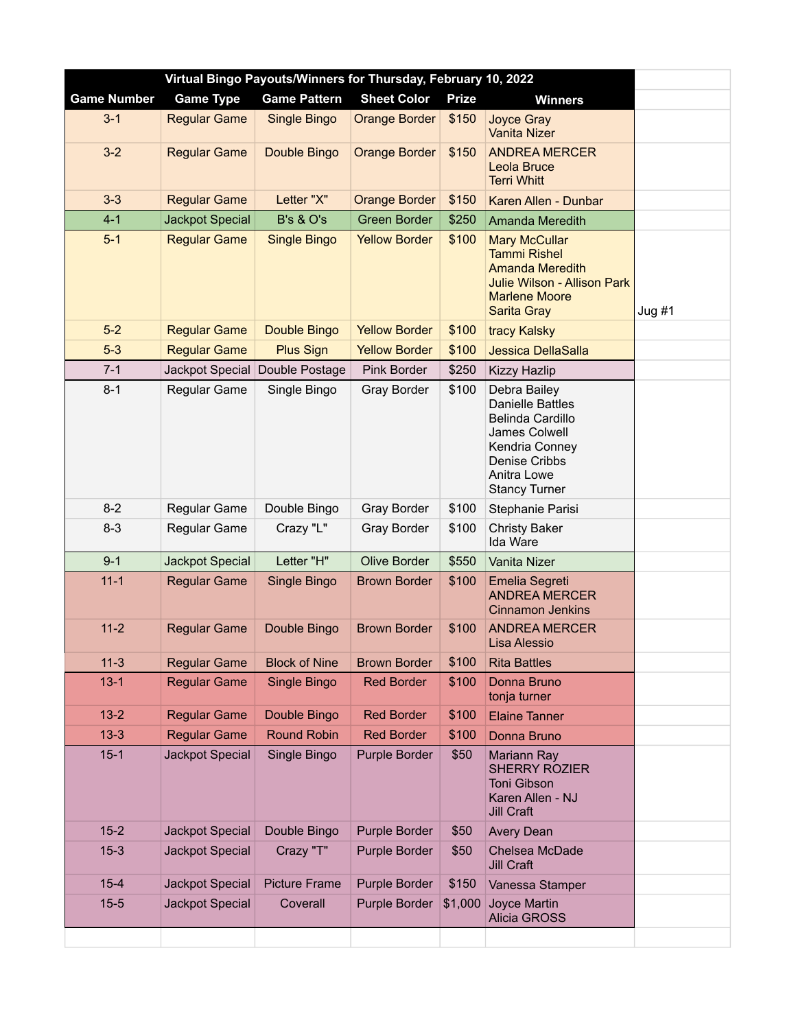| Virtual Bingo Payouts/Winners for Thursday, February 10, 2022 | | | | | | |
|---|---|---|---|---|---|---|
| **Game Number** | **Game Type** | **Game Pattern** | **Sheet Color** | **Prize** | **Winners** | |
| 3-1 | Regular Game | Single Bingo | Orange Border | $150 | Joyce Gray<br>Vanita Nizer | |
| 3-2 | Regular Game | Double Bingo | Orange Border | $150 | ANDREA MERCER<br>Leola Bruce<br>Terri Whitt | |
| 3-3 | Regular Game | Letter "X" | Orange Border | $150 | Karen Allen - Dunbar | |
| 4-1 | Jackpot Special | B's & O's | Green Border | $250 | Amanda Meredith | |
| 5-1 | Regular Game | Single Bingo | Yellow Border | $100 | Mary McCullar<br>Tammi Rishel<br>Amanda Meredith<br>Julie Wilson - Allison Park<br>Marlene Moore<br>Sarita Gray | Jug #1 |
| 5-2 | Regular Game | Double Bingo | Yellow Border | $100 | tracy Kalsky | |
| 5-3 | Regular Game | Plus Sign | Yellow Border | $100 | Jessica DellaSalla | |
| 7-1 | Jackpot Special | Double Postage | Pink Border | $250 | Kizzy Hazlip | |
| 8-1 | Regular Game | Single Bingo | Gray Border | $100 | Debra Bailey<br>Danielle Battles<br>Belinda Cardillo<br>James Colwell<br>Kendria Conney<br>Denise Cribbs<br>Anitra Lowe<br>Stancy Turner | |
| 8-2 | Regular Game | Double Bingo | Gray Border | $100 | Stephanie Parisi | |
| 8-3 | Regular Game | Crazy "L" | Gray Border | $100 | Christy Baker<br>Ida Ware | |
| 9-1 | Jackpot Special | Letter "H" | Olive Border | $550 | Vanita Nizer | |
| 11-1 | Regular Game | Single Bingo | Brown Border | $100 | Emelia Segreti<br>ANDREA MERCER<br>Cinnamon Jenkins | |
| 11-2 | Regular Game | Double Bingo | Brown Border | $100 | ANDREA MERCER<br>Lisa Alessio | |
| 11-3 | Regular Game | Block of Nine | Brown Border | $100 | Rita Battles | |
| 13-1 | Regular Game | Single Bingo | Red Border | $100 | Donna Bruno<br>tonja turner | |
| 13-2 | Regular Game | Double Bingo | Red Border | $100 | Elaine Tanner | |
| 13-3 | Regular Game | Round Robin | Red Border | $100 | Donna Bruno | |
| 15-1 | Jackpot Special | Single Bingo | Purple Border | $50 | Mariann Ray<br>SHERRY ROZIER<br>Toni Gibson<br>Karen Allen - NJ<br>Jill Craft | |
| 15-2 | Jackpot Special | Double Bingo | Purple Border | $50 | Avery Dean | |
| 15-3 | Jackpot Special | Crazy "T" | Purple Border | $50 | Chelsea McDade<br>Jill Craft | |
| 15-4 | Jackpot Special | Picture Frame | Purple Border | $150 | Vanessa Stamper | |
| 15-5 | Jackpot Special | Coverall | Purple Border | $1,000 | Joyce Martin<br>Alicia GROSS | |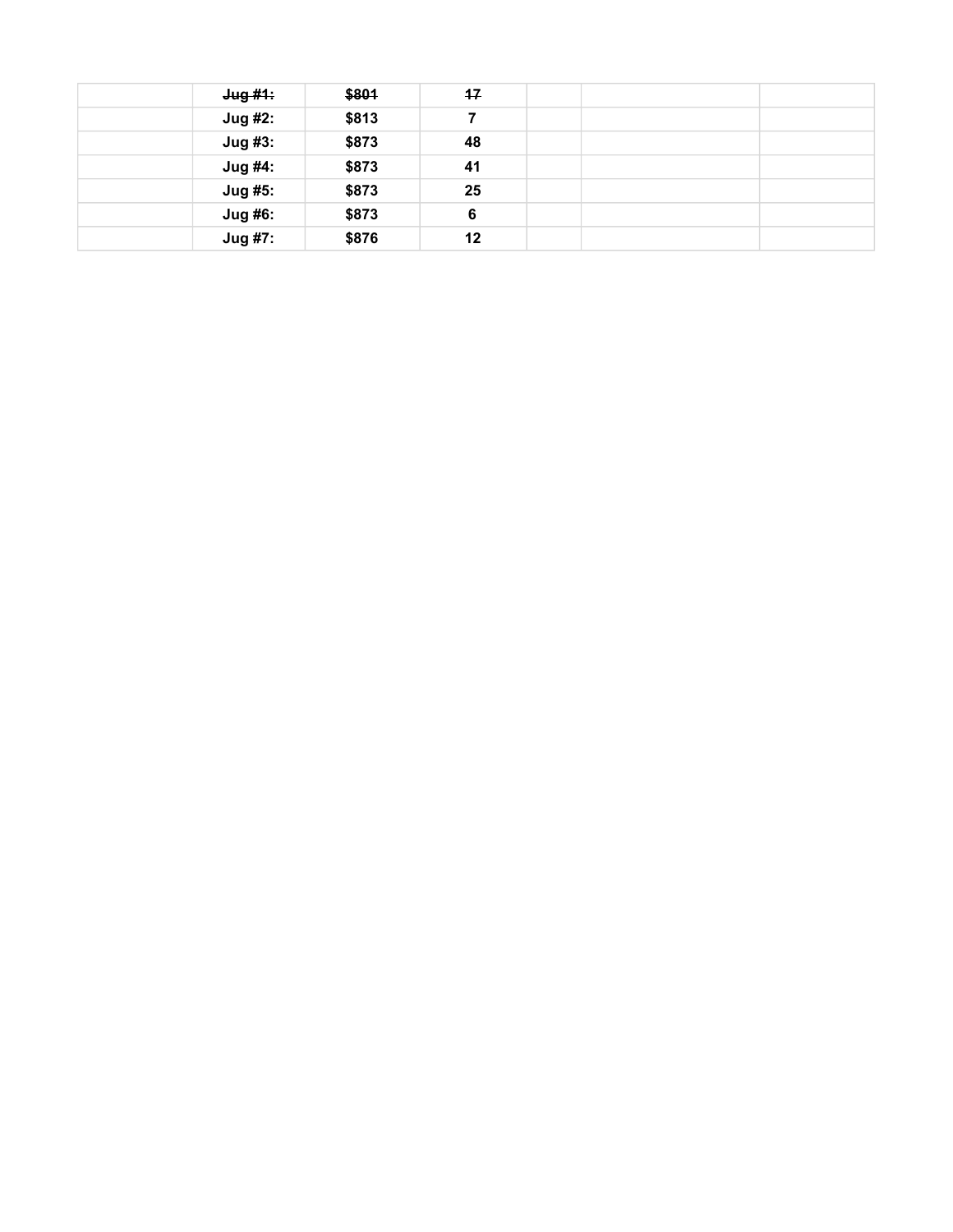| | | | | | | |
|---|---|---|---|---|---|---|
| | ~~**Jug #1:**~~ | ~~**$801**~~ | ~~**17**~~ | | | |
| | **Jug #2:** | **$813** | **7** | | | |
| | **Jug #3:** | **$873** | **48** | | | |
| | **Jug #4:** | **$873** | **41** | | | |
| | **Jug #5:** | **$873** | **25** | | | |
| | **Jug #6:** | **$873** | **6** | | | |
| | **Jug #7:** | **$876** | **12** | | | |